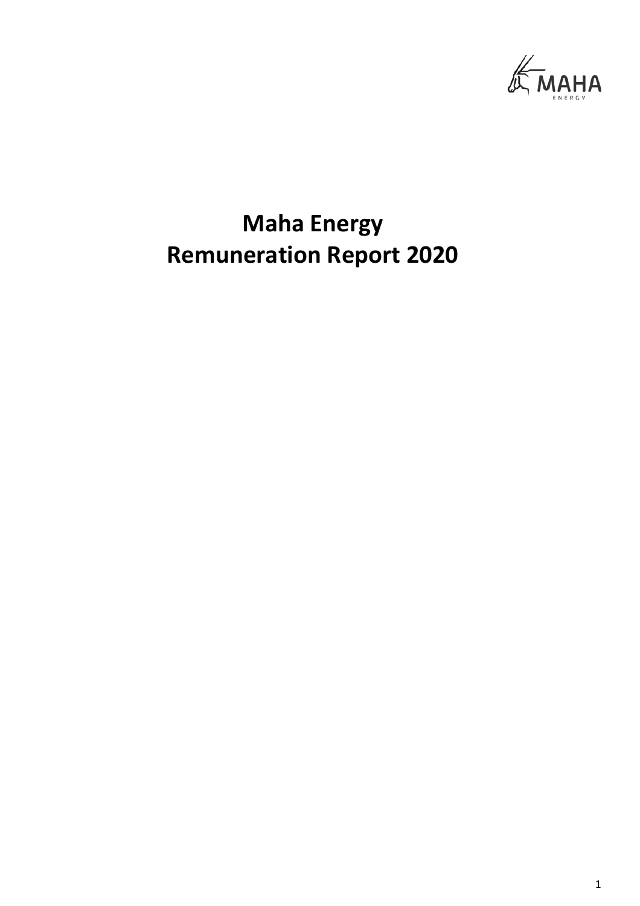# Maha Energy
# Remuneration Report 2020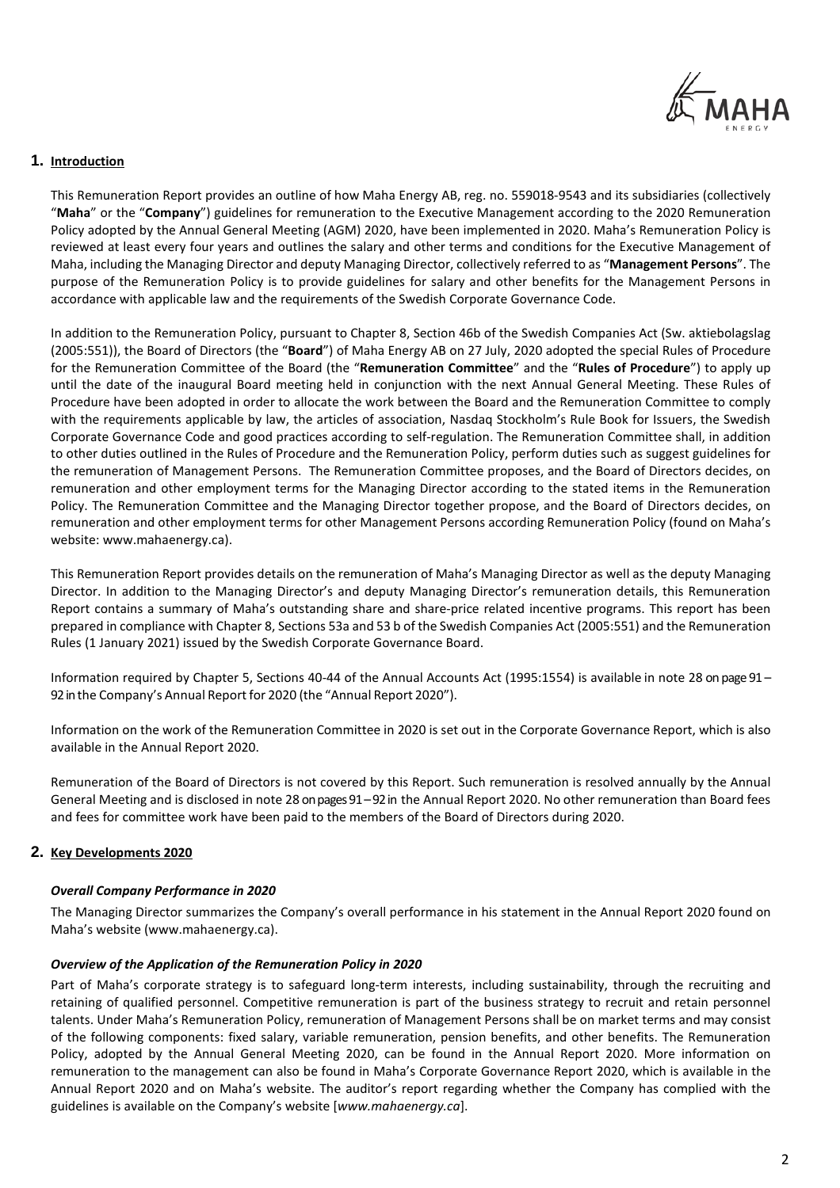## 1. Introduction

This Remuneration Report provides an outline of how Maha Energy AB, reg. no. 559018-9543 and its subsidiaries (collectively "**Maha**" or the "**Company**") guidelines for remuneration to the Executive Management according to the 2020 Remuneration Policy adopted by the Annual General Meeting (AGM) 2020, have been implemented in 2020. Maha's Remuneration Policy is reviewed at least every four years and outlines the salary and other terms and conditions for the Executive Management of Maha, including the Managing Director and deputy Managing Director, collectively referred to as "**Management Persons**". The purpose of the Remuneration Policy is to provide guidelines for salary and other benefits for the Management Persons in accordance with applicable law and the requirements of the Swedish Corporate Governance Code.

In addition to the Remuneration Policy, pursuant to Chapter 8, Section 46b of the Swedish Companies Act (Sw. aktiebolagslag (2005:551)), the Board of Directors (the "**Board**") of Maha Energy AB on 27 July, 2020 adopted the special Rules of Procedure for the Remuneration Committee of the Board (the "**Remuneration Committee**" and the "**Rules of Procedure**") to apply up until the date of the inaugural Board meeting held in conjunction with the next Annual General Meeting. These Rules of Procedure have been adopted in order to allocate the work between the Board and the Remuneration Committee to comply with the requirements applicable by law, the articles of association, Nasdaq Stockholm's Rule Book for Issuers, the Swedish Corporate Governance Code and good practices according to self-regulation. The Remuneration Committee shall, in addition to other duties outlined in the Rules of Procedure and the Remuneration Policy, perform duties such as suggest guidelines for the remuneration of Management Persons. The Remuneration Committee proposes, and the Board of Directors decides, on remuneration and other employment terms for the Managing Director according to the stated items in the Remuneration Policy. The Remuneration Committee and the Managing Director together propose, and the Board of Directors decides, on remuneration and other employment terms for other Management Persons according Remuneration Policy (found on Maha's website: www.mahaenergy.ca).

This Remuneration Report provides details on the remuneration of Maha's Managing Director as well as the deputy Managing Director. In addition to the Managing Director's and deputy Managing Director's remuneration details, this Remuneration Report contains a summary of Maha's outstanding share and share-price related incentive programs. This report has been prepared in compliance with Chapter 8, Sections 53a and 53 b of the Swedish Companies Act (2005:551) and the Remuneration Rules (1 January 2021) issued by the Swedish Corporate Governance Board.

Information required by Chapter 5, Sections 40-44 of the Annual Accounts Act (1995:1554) is available in note 28 on page 91 – 92 in the Company's Annual Report for 2020 (the "Annual Report 2020").

Information on the work of the Remuneration Committee in 2020 is set out in the Corporate Governance Report, which is also available in the Annual Report 2020.

Remuneration of the Board of Directors is not covered by this Report. Such remuneration is resolved annually by the Annual General Meeting and is disclosed in note 28 on pages 91 – 92 in the Annual Report 2020. No other remuneration than Board fees and fees for committee work have been paid to the members of the Board of Directors during 2020.

## 2. Key Developments 2020

### *Overall Company Performance in 2020*

The Managing Director summarizes the Company's overall performance in his statement in the Annual Report 2020 found on Maha's website (www.mahaenergy.ca).

### *Overview of the Application of the Remuneration Policy in 2020*

Part of Maha's corporate strategy is to safeguard long-term interests, including sustainability, through the recruiting and retaining of qualified personnel. Competitive remuneration is part of the business strategy to recruit and retain personnel talents. Under Maha's Remuneration Policy, remuneration of Management Persons shall be on market terms and may consist of the following components: fixed salary, variable remuneration, pension benefits, and other benefits. The Remuneration Policy, adopted by the Annual General Meeting 2020, can be found in the Annual Report 2020. More information on remuneration to the management can also be found in Maha's Corporate Governance Report 2020, which is available in the Annual Report 2020 and on Maha's website. The auditor's report regarding whether the Company has complied with the guidelines is available on the Company's website [*www.mahaenergy.ca*].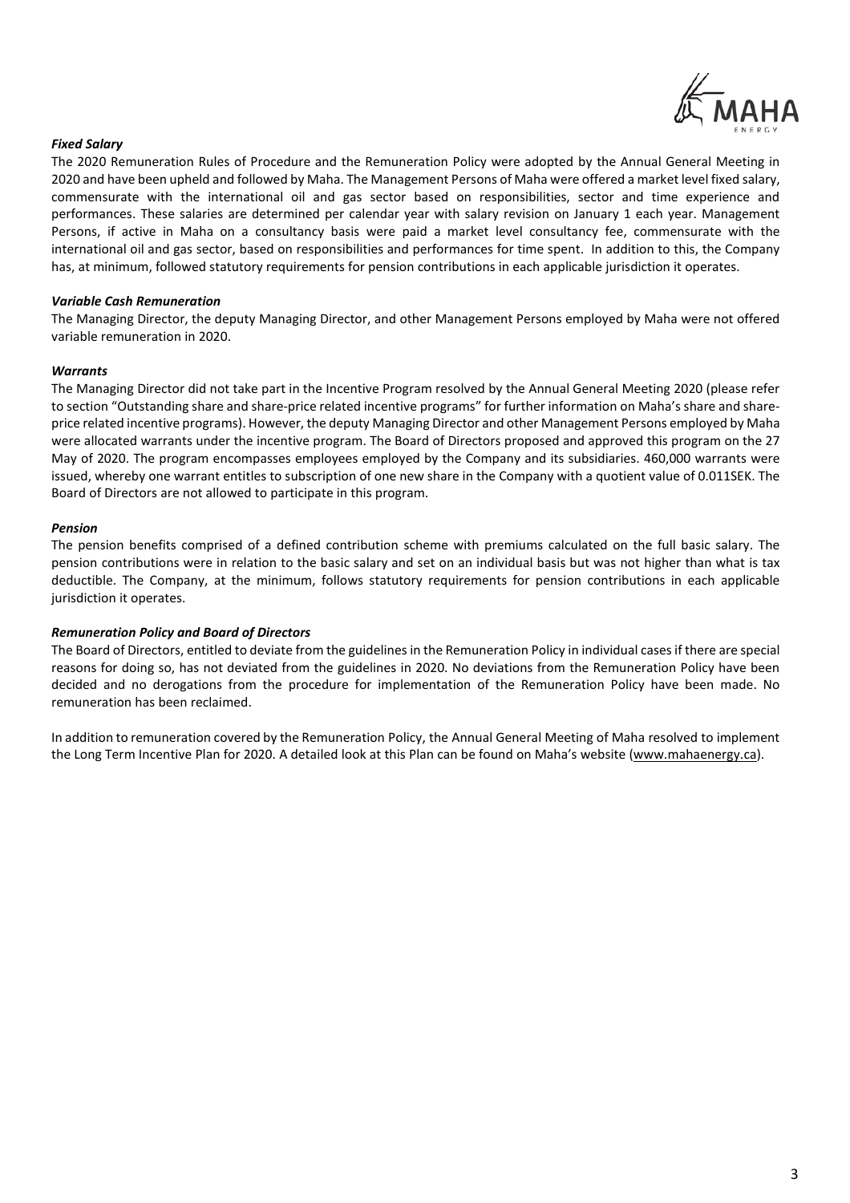***Fixed Salary***

The 2020 Remuneration Rules of Procedure and the Remuneration Policy were adopted by the Annual General Meeting in 2020 and have been upheld and followed by Maha. The Management Persons of Maha were offered a market level fixed salary, commensurate with the international oil and gas sector based on responsibilities, sector and time experience and performances. These salaries are determined per calendar year with salary revision on January 1 each year. Management Persons, if active in Maha on a consultancy basis were paid a market level consultancy fee, commensurate with the international oil and gas sector, based on responsibilities and performances for time spent. In addition to this, the Company has, at minimum, followed statutory requirements for pension contributions in each applicable jurisdiction it operates.

***Variable Cash Remuneration***

The Managing Director, the deputy Managing Director, and other Management Persons employed by Maha were not offered variable remuneration in 2020.

***Warrants***

The Managing Director did not take part in the Incentive Program resolved by the Annual General Meeting 2020 (please refer to section "Outstanding share and share-price related incentive programs" for further information on Maha's share and share-price related incentive programs). However, the deputy Managing Director and other Management Persons employed by Maha were allocated warrants under the incentive program. The Board of Directors proposed and approved this program on the 27 May of 2020. The program encompasses employees employed by the Company and its subsidiaries. 460,000 warrants were issued, whereby one warrant entitles to subscription of one new share in the Company with a quotient value of 0.011SEK. The Board of Directors are not allowed to participate in this program.

***Pension***

The pension benefits comprised of a defined contribution scheme with premiums calculated on the full basic salary. The pension contributions were in relation to the basic salary and set on an individual basis but was not higher than what is tax deductible. The Company, at the minimum, follows statutory requirements for pension contributions in each applicable jurisdiction it operates.

***Remuneration Policy and Board of Directors***

The Board of Directors, entitled to deviate from the guidelines in the Remuneration Policy in individual cases if there are special reasons for doing so, has not deviated from the guidelines in 2020. No deviations from the Remuneration Policy have been decided and no derogations from the procedure for implementation of the Remuneration Policy have been made. No remuneration has been reclaimed.

In addition to remuneration covered by the Remuneration Policy, the Annual General Meeting of Maha resolved to implement the Long Term Incentive Plan for 2020. A detailed look at this Plan can be found on Maha's website (www.mahaenergy.ca).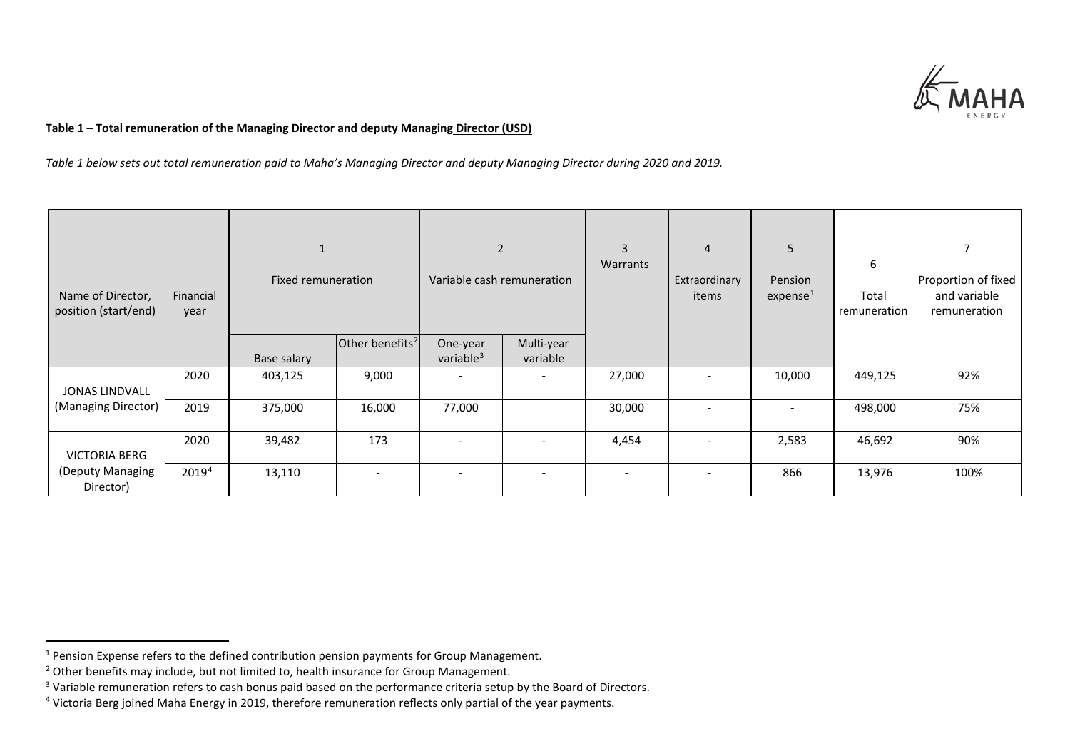**Table 1 – Total remuneration of the Managing Director and deputy Managing Director (USD)**

*Table 1 below sets out total remuneration paid to Maha's Managing Director and deputy Managing Director during 2020 and 2019.*

| Name of Director, position (start/end) | Financial year | 1 Fixed remuneration | | 2 Variable cash remuneration | | 3 Warrants | 4 Extraordinary items | 5 Pension expense[1] | 6 Total remuneration | 7 Proportion of fixed and variable remuneration |
|---|---|---|---|---|---|---|---|---|---|---|
| | | Base salary | Other benefits[2] | One-year variable[3] | Multi-year variable | | | | | |
| JONAS LINDVALL (Managing Director) | 2020 | 403,125 | 9,000 | - | - | 27,000 | - | 10,000 | 449,125 | 92% |
| | 2019 | 375,000 | 16,000 | 77,000 | | 30,000 | - | - | 498,000 | 75% |
| VICTORIA BERG (Deputy Managing Director) | 2020 | 39,482 | 173 | - | - | 4,454 | - | 2,583 | 46,692 | 90% |
| | 2019[4] | 13,110 | - | - | - | - | - | 866 | 13,976 | 100% |

[1] Pension Expense refers to the defined contribution pension payments for Group Management.

[2] Other benefits may include, but not limited to, health insurance for Group Management.

[3] Variable remuneration refers to cash bonus paid based on the performance criteria setup by the Board of Directors.

[4] Victoria Berg joined Maha Energy in 2019, therefore remuneration reflects only partial of the year payments.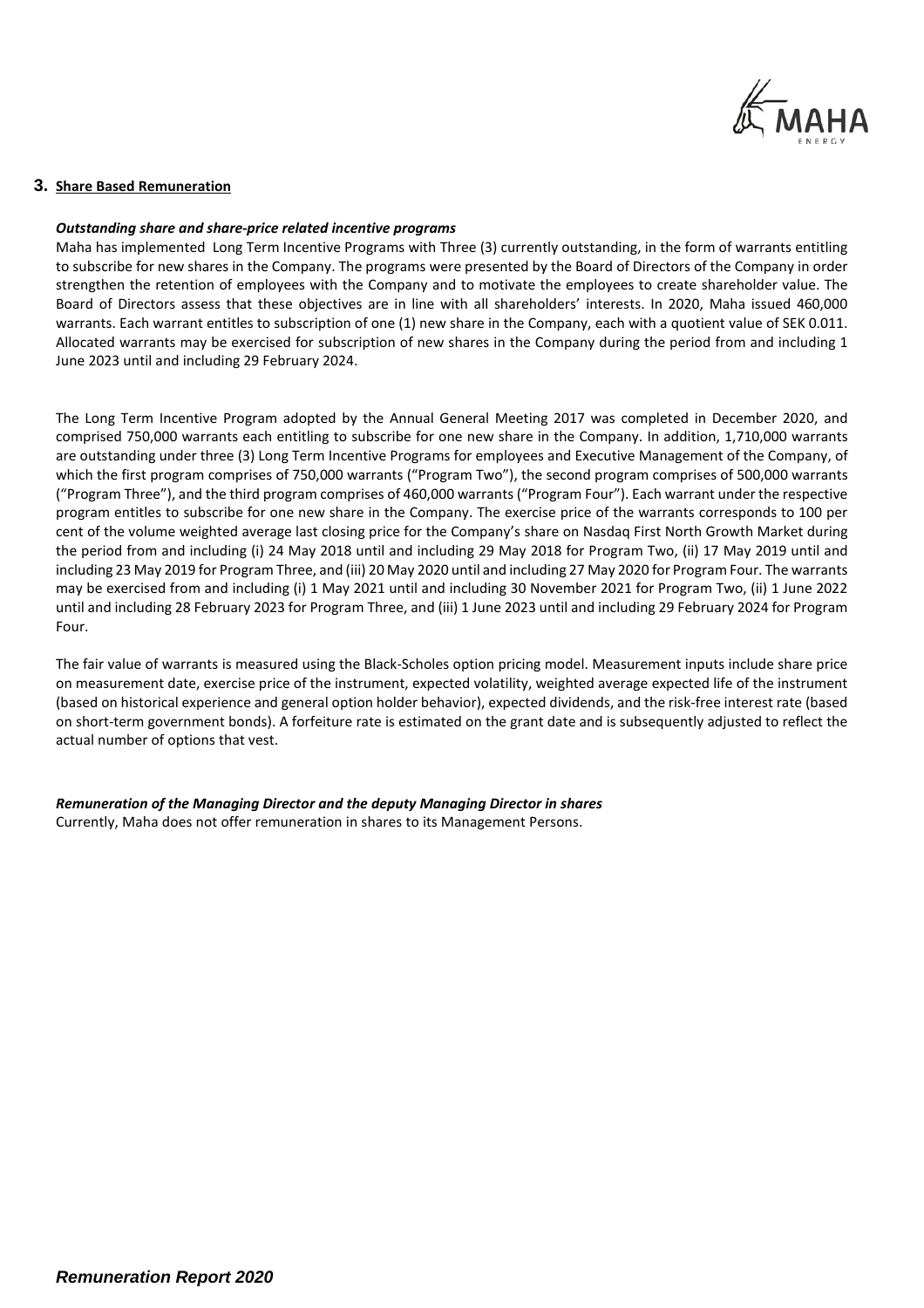## 3. Share Based Remuneration

***Outstanding share and share-price related incentive programs***

Maha has implemented Long Term Incentive Programs with Three (3) currently outstanding, in the form of warrants entitling to subscribe for new shares in the Company. The programs were presented by the Board of Directors of the Company in order strengthen the retention of employees with the Company and to motivate the employees to create shareholder value. The Board of Directors assess that these objectives are in line with all shareholders' interests. In 2020, Maha issued 460,000 warrants. Each warrant entitles to subscription of one (1) new share in the Company, each with a quotient value of SEK 0.011. Allocated warrants may be exercised for subscription of new shares in the Company during the period from and including 1 June 2023 until and including 29 February 2024.

The Long Term Incentive Program adopted by the Annual General Meeting 2017 was completed in December 2020, and comprised 750,000 warrants each entitling to subscribe for one new share in the Company. In addition, 1,710,000 warrants are outstanding under three (3) Long Term Incentive Programs for employees and Executive Management of the Company, of which the first program comprises of 750,000 warrants ("Program Two"), the second program comprises of 500,000 warrants ("Program Three"), and the third program comprises of 460,000 warrants ("Program Four"). Each warrant under the respective program entitles to subscribe for one new share in the Company. The exercise price of the warrants corresponds to 100 per cent of the volume weighted average last closing price for the Company's share on Nasdaq First North Growth Market during the period from and including (i) 24 May 2018 until and including 29 May 2018 for Program Two, (ii) 17 May 2019 until and including 23 May 2019 for Program Three, and (iii) 20 May 2020 until and including 27 May 2020 for Program Four. The warrants may be exercised from and including (i) 1 May 2021 until and including 30 November 2021 for Program Two, (ii) 1 June 2022 until and including 28 February 2023 for Program Three, and (iii) 1 June 2023 until and including 29 February 2024 for Program Four.

The fair value of warrants is measured using the Black-Scholes option pricing model. Measurement inputs include share price on measurement date, exercise price of the instrument, expected volatility, weighted average expected life of the instrument (based on historical experience and general option holder behavior), expected dividends, and the risk-free interest rate (based on short-term government bonds). A forfeiture rate is estimated on the grant date and is subsequently adjusted to reflect the actual number of options that vest.

***Remuneration of the Managing Director and the deputy Managing Director in shares***

Currently, Maha does not offer remuneration in shares to its Management Persons.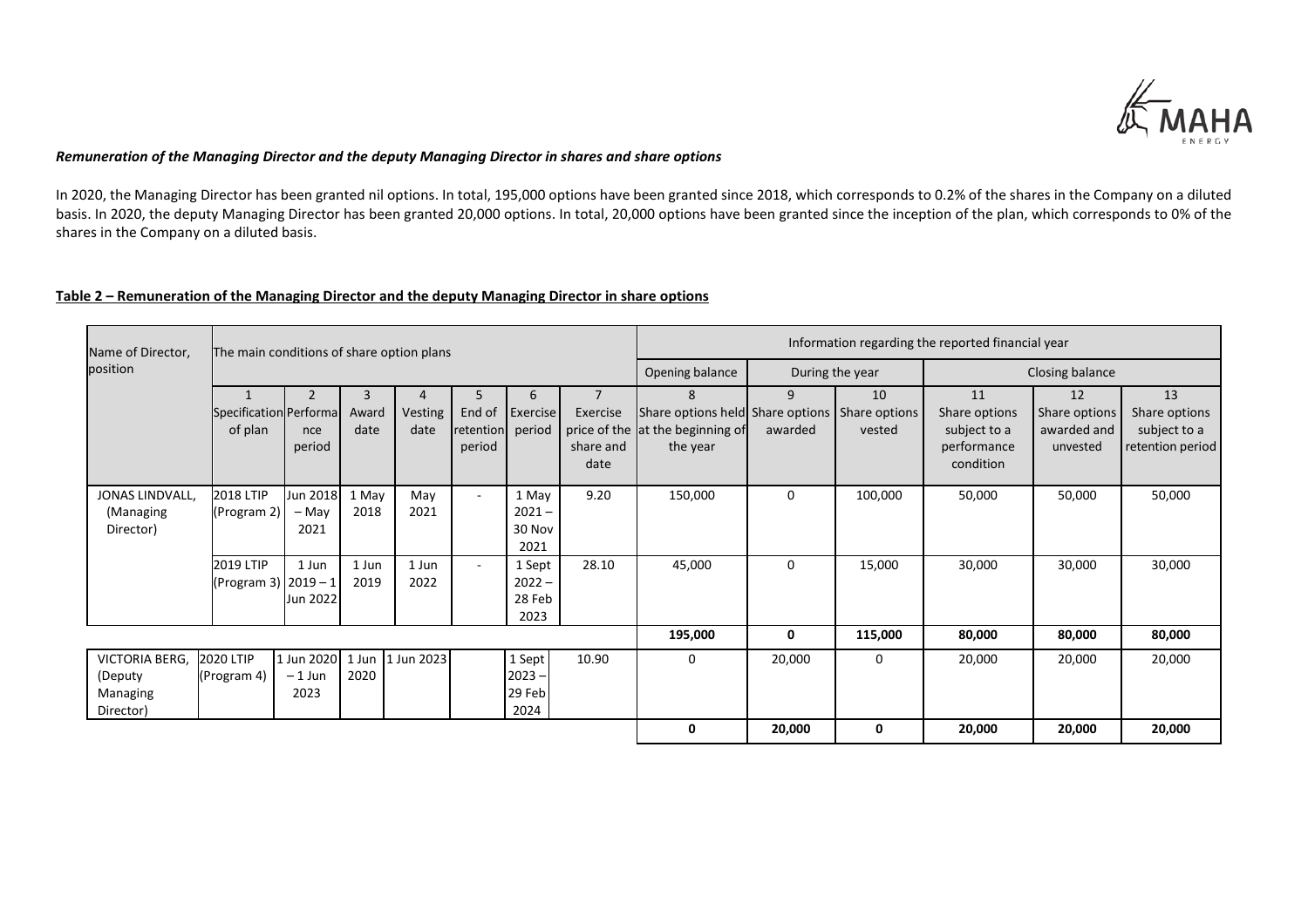*Remuneration of the Managing Director and the deputy Managing Director in shares and share options*

In 2020, the Managing Director has been granted nil options. In total, 195,000 options have been granted since 2018, which corresponds to 0.2% of the shares in the Company on a diluted basis. In 2020, the deputy Managing Director has been granted 20,000 options. In total, 20,000 options have been granted since the inception of the plan, which corresponds to 0% of the shares in the Company on a diluted basis.

**Table 2 – Remuneration of the Managing Director and the deputy Managing Director in share options**

| Name of Director, position | The main conditions of share option plans | | | | | | | Information regarding the reported financial year | | | | | |
|---|---|---|---|---|---|---|---|---|---|---|---|---|---|
| | | | | | | | | Opening balance | During the year | | Closing balance | | |
| | 1 Specification of plan | 2 Performance period | 3 Award date | 4 Vesting date | 5 End of retention period | 6 Exercise period | 7 Exercise price of the share and date | 8 Share options held at the beginning of the year | 9 Share options awarded | 10 Share options vested | 11 Share options subject to a performance condition | 12 Share options awarded and unvested | 13 Share options subject to a retention period |
| JONAS LINDVALL, (Managing Director) | 2018 LTIP (Program 2) | Jun 2018 – May 2021 | 1 May 2018 | May 2021 | - | 1 May 2021 – 30 Nov 2021 | 9.20 | 150,000 | 0 | 100,000 | 50,000 | 50,000 | 50,000 |
| | 2019 LTIP (Program 3) | 1 Jun 2019 – 1 Jun 2022 | 1 Jun 2019 | 1 Jun 2022 | - | 1 Sept 2022 – 28 Feb 2023 | 28.10 | 45,000 | 0 | 15,000 | 30,000 | 30,000 | 30,000 |
| | | | | | | | | **195,000** | **0** | **115,000** | **80,000** | **80,000** | **80,000** |
| VICTORIA BERG, (Deputy Managing Director) | 2020 LTIP (Program 4) | 1 Jun 2020 – 1 Jun 2023 | 1 Jun 2020 | 1 Jun 2023 | | 1 Sept 2023 – 29 Feb 2024 | 10.90 | 0 | 20,000 | 0 | 20,000 | 20,000 | 20,000 |
| | | | | | | | | **0** | **20,000** | **0** | **20,000** | **20,000** | **20,000** |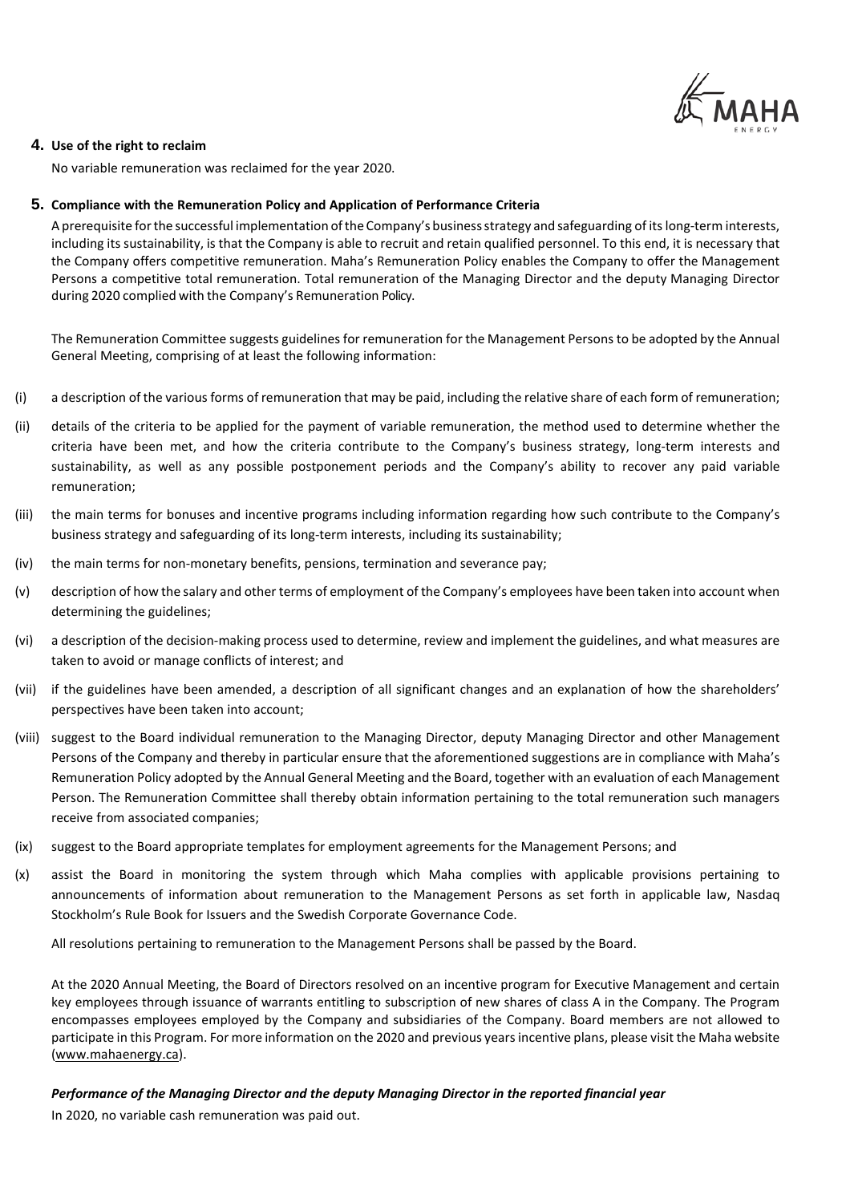## 4. Use of the right to reclaim

No variable remuneration was reclaimed for the year 2020.

## 5. Compliance with the Remuneration Policy and Application of Performance Criteria

A prerequisite for the successful implementation of the Company's business strategy and safeguarding of its long-term interests, including its sustainability, is that the Company is able to recruit and retain qualified personnel. To this end, it is necessary that the Company offers competitive remuneration. Maha's Remuneration Policy enables the Company to offer the Management Persons a competitive total remuneration. Total remuneration of the Managing Director and the deputy Managing Director during 2020 complied with the Company's Remuneration Policy.

The Remuneration Committee suggests guidelines for remuneration for the Management Persons to be adopted by the Annual General Meeting, comprising of at least the following information:

(i) a description of the various forms of remuneration that may be paid, including the relative share of each form of remuneration;

(ii) details of the criteria to be applied for the payment of variable remuneration, the method used to determine whether the criteria have been met, and how the criteria contribute to the Company's business strategy, long-term interests and sustainability, as well as any possible postponement periods and the Company's ability to recover any paid variable remuneration;

(iii) the main terms for bonuses and incentive programs including information regarding how such contribute to the Company's business strategy and safeguarding of its long-term interests, including its sustainability;

(iv) the main terms for non-monetary benefits, pensions, termination and severance pay;

(v) description of how the salary and other terms of employment of the Company's employees have been taken into account when determining the guidelines;

(vi) a description of the decision-making process used to determine, review and implement the guidelines, and what measures are taken to avoid or manage conflicts of interest; and

(vii) if the guidelines have been amended, a description of all significant changes and an explanation of how the shareholders' perspectives have been taken into account;

(viii) suggest to the Board individual remuneration to the Managing Director, deputy Managing Director and other Management Persons of the Company and thereby in particular ensure that the aforementioned suggestions are in compliance with Maha's Remuneration Policy adopted by the Annual General Meeting and the Board, together with an evaluation of each Management Person. The Remuneration Committee shall thereby obtain information pertaining to the total remuneration such managers receive from associated companies;

(ix) suggest to the Board appropriate templates for employment agreements for the Management Persons; and

(x) assist the Board in monitoring the system through which Maha complies with applicable provisions pertaining to announcements of information about remuneration to the Management Persons as set forth in applicable law, Nasdaq Stockholm's Rule Book for Issuers and the Swedish Corporate Governance Code.

All resolutions pertaining to remuneration to the Management Persons shall be passed by the Board.

At the 2020 Annual Meeting, the Board of Directors resolved on an incentive program for Executive Management and certain key employees through issuance of warrants entitling to subscription of new shares of class A in the Company. The Program encompasses employees employed by the Company and subsidiaries of the Company. Board members are not allowed to participate in this Program. For more information on the 2020 and previous years incentive plans, please visit the Maha website (www.mahaenergy.ca).

***Performance of the Managing Director and the deputy Managing Director in the reported financial year***

In 2020, no variable cash remuneration was paid out.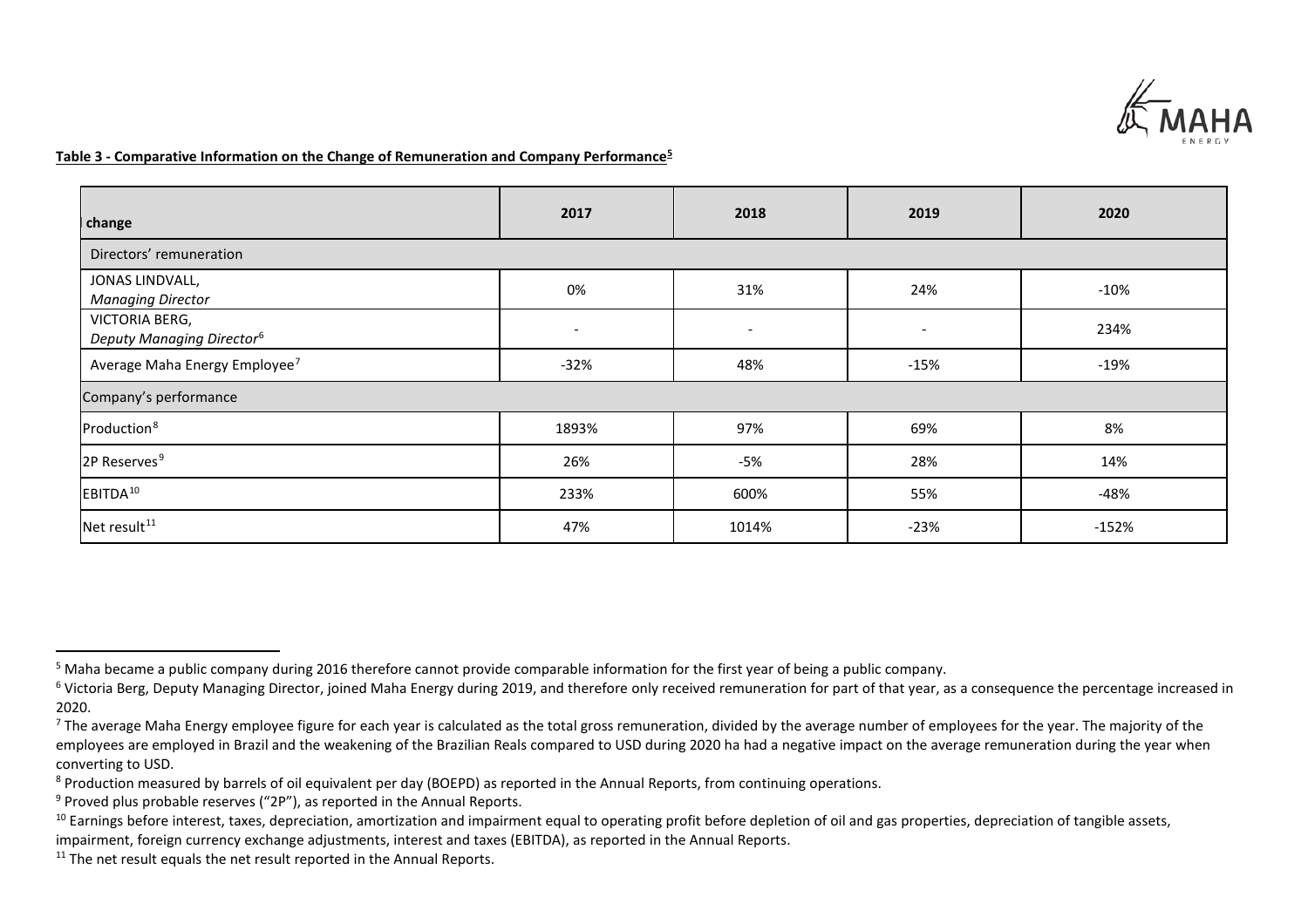**Table 3 - Comparative Information on the Change of Remuneration and Company Performance[5]**

| change | 2017 | 2018 | 2019 | 2020 |
|---|---|---|---|---|
| Directors' remuneration | | | | |
| JONAS LINDVALL, *Managing Director* | 0% | 31% | 24% | -10% |
| VICTORIA BERG, *Deputy Managing Director*[6] | - | - | - | 234% |
| Average Maha Energy Employee[7] | -32% | 48% | -15% | -19% |
| Company's performance | | | | |
| Production[8] | 1893% | 97% | 69% | 8% |
| 2P Reserves[9] | 26% | -5% | 28% | 14% |
| EBITDA[10] | 233% | 600% | 55% | -48% |
| Net result[11] | 47% | 1014% | -23% | -152% |

[5] Maha became a public company during 2016 therefore cannot provide comparable information for the first year of being a public company.

[6] Victoria Berg, Deputy Managing Director, joined Maha Energy during 2019, and therefore only received remuneration for part of that year, as a consequence the percentage increased in 2020.

[7] The average Maha Energy employee figure for each year is calculated as the total gross remuneration, divided by the average number of employees for the year. The majority of the employees are employed in Brazil and the weakening of the Brazilian Reals compared to USD during 2020 ha had a negative impact on the average remuneration during the year when converting to USD.

[8] Production measured by barrels of oil equivalent per day (BOEPD) as reported in the Annual Reports, from continuing operations.

[9] Proved plus probable reserves ("2P"), as reported in the Annual Reports.

[10] Earnings before interest, taxes, depreciation, amortization and impairment equal to operating profit before depletion of oil and gas properties, depreciation of tangible assets, impairment, foreign currency exchange adjustments, interest and taxes (EBITDA), as reported in the Annual Reports.

[11] The net result equals the net result reported in the Annual Reports.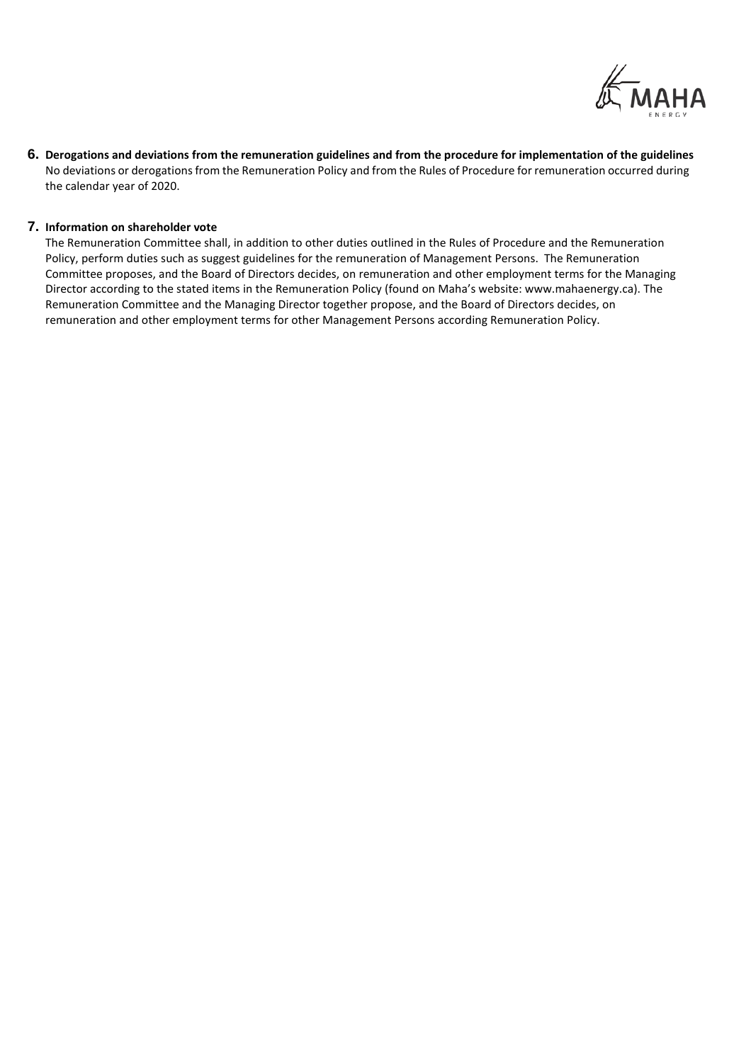## 6. Derogations and deviations from the remuneration guidelines and from the procedure for implementation of the guidelines

No deviations or derogations from the Remuneration Policy and from the Rules of Procedure for remuneration occurred during the calendar year of 2020.

## 7. Information on shareholder vote

The Remuneration Committee shall, in addition to other duties outlined in the Rules of Procedure and the Remuneration Policy, perform duties such as suggest guidelines for the remuneration of Management Persons. The Remuneration Committee proposes, and the Board of Directors decides, on remuneration and other employment terms for the Managing Director according to the stated items in the Remuneration Policy (found on Maha's website: www.mahaenergy.ca). The Remuneration Committee and the Managing Director together propose, and the Board of Directors decides, on remuneration and other employment terms for other Management Persons according Remuneration Policy.